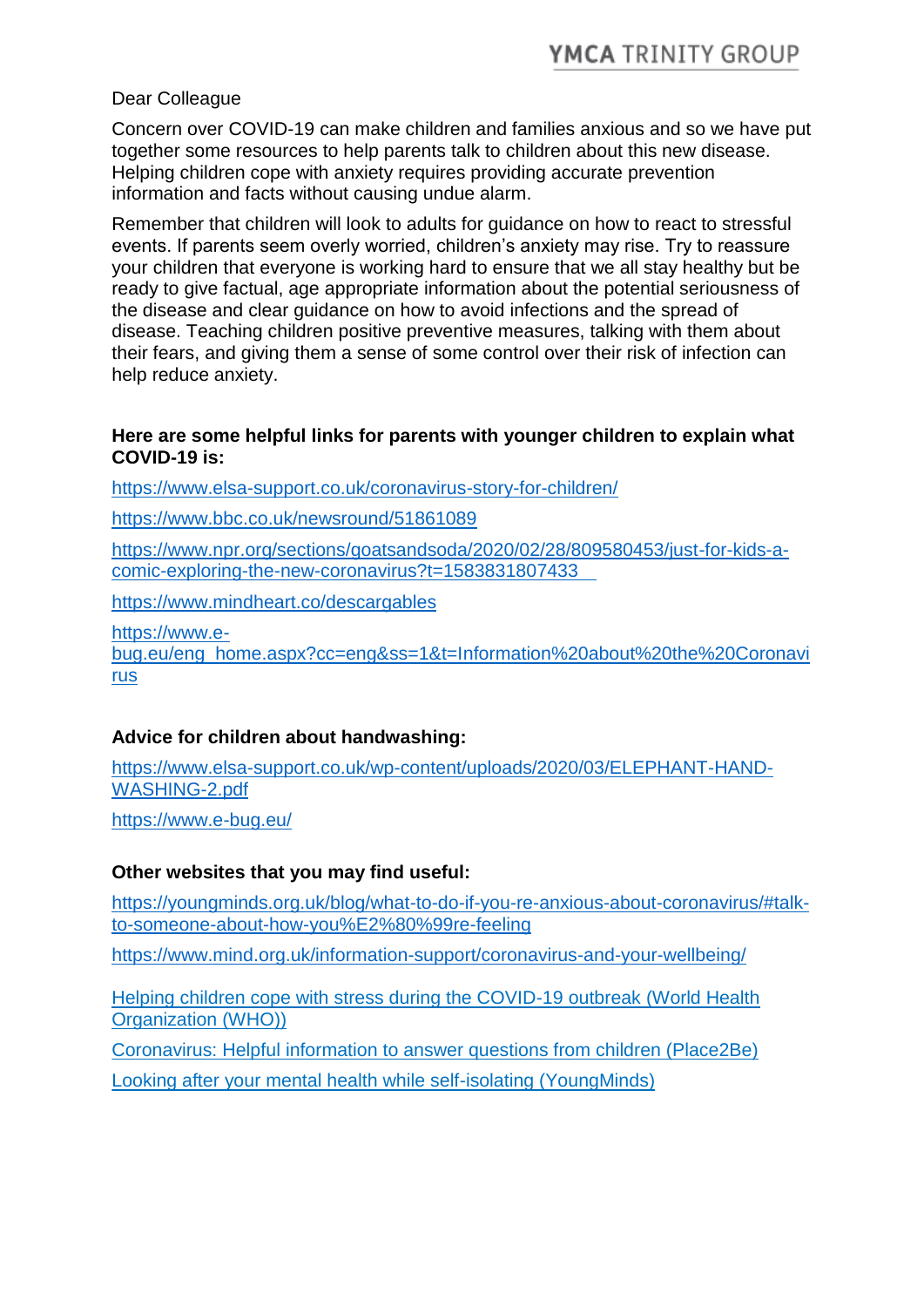YMCA TRINITY GROUP

Dear Colleague

Concern over COVID-19 can make children and families anxious and so we have put together some resources to help parents talk to children about this new disease. Helping children cope with anxiety requires providing accurate prevention information and facts without causing undue alarm.

Remember that children will look to adults for guidance on how to react to stressful events. If parents seem overly worried, children's anxiety may rise. Try to reassure your children that everyone is working hard to ensure that we all stay healthy but be ready to give factual, age appropriate information about the potential seriousness of the disease and clear guidance on how to avoid infections and the spread of disease. Teaching children positive preventive measures, talking with them about their fears, and giving them a sense of some control over their risk of infection can help reduce anxiety.

**Here are some helpful links for parents with younger children to explain what COVID-19 is:**

https://www.elsa-support.co.uk/coronavirus-story-for-children/

https://www.bbc.co.uk/newsround/51861089

https://www.npr.org/sections/goatsandsoda/2020/02/28/809580453/just-for-kids-a-comic-exploring-the-new-coronavirus?t=1583831807433

https://www.mindheart.co/descargables

https://www.e-bug.eu/eng_home.aspx?cc=eng&ss=1&t=Information%20about%20the%20Coronavirus

**Advice for children about handwashing:**

https://www.elsa-support.co.uk/wp-content/uploads/2020/03/ELEPHANT-HAND-WASHING-2.pdf

https://www.e-bug.eu/

**Other websites that you may find useful:**

https://youngminds.org.uk/blog/what-to-do-if-you-re-anxious-about-coronavirus/#talk-to-someone-about-how-you%E2%80%99re-feeling

https://www.mind.org.uk/information-support/coronavirus-and-your-wellbeing/

Helping children cope with stress during the COVID-19 outbreak (World Health Organization (WHO))

Coronavirus: Helpful information to answer questions from children (Place2Be)

Looking after your mental health while self-isolating (YoungMinds)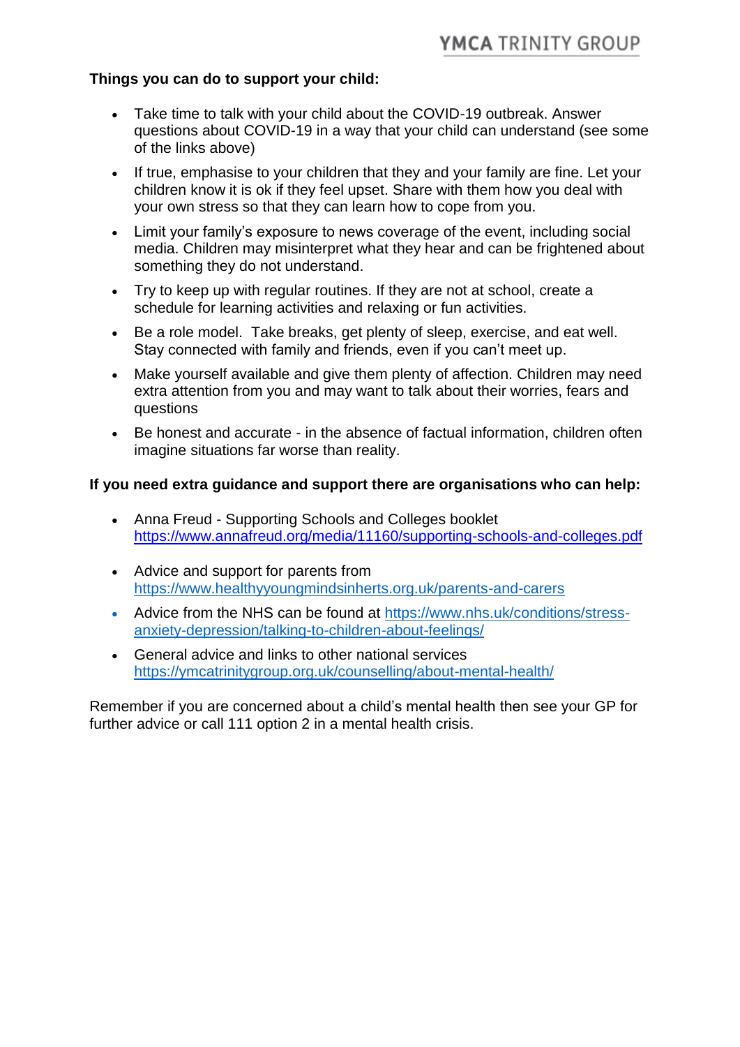**Things you can do to support your child:**

- Take time to talk with your child about the COVID-19 outbreak. Answer questions about COVID-19 in a way that your child can understand (see some of the links above)
- If true, emphasise to your children that they and your family are fine. Let your children know it is ok if they feel upset. Share with them how you deal with your own stress so that they can learn how to cope from you.
- Limit your family's exposure to news coverage of the event, including social media. Children may misinterpret what they hear and can be frightened about something they do not understand.
- Try to keep up with regular routines. If they are not at school, create a schedule for learning activities and relaxing or fun activities.
- Be a role model. Take breaks, get plenty of sleep, exercise, and eat well. Stay connected with family and friends, even if you can't meet up.
- Make yourself available and give them plenty of affection. Children may need extra attention from you and may want to talk about their worries, fears and questions
- Be honest and accurate - in the absence of factual information, children often imagine situations far worse than reality.

**If you need extra guidance and support there are organisations who can help:**

- Anna Freud - Supporting Schools and Colleges booklet
  https://www.annafreud.org/media/11160/supporting-schools-and-colleges.pdf
- Advice and support for parents from
  https://www.healthyyoungmindsinherts.org.uk/parents-and-carers
- Advice from the NHS can be found at https://www.nhs.uk/conditions/stress-anxiety-depression/talking-to-children-about-feelings/
- General advice and links to other national services
  https://ymcatrinitygroup.org.uk/counselling/about-mental-health/

Remember if you are concerned about a child's mental health then see your GP for further advice or call 111 option 2 in a mental health crisis.